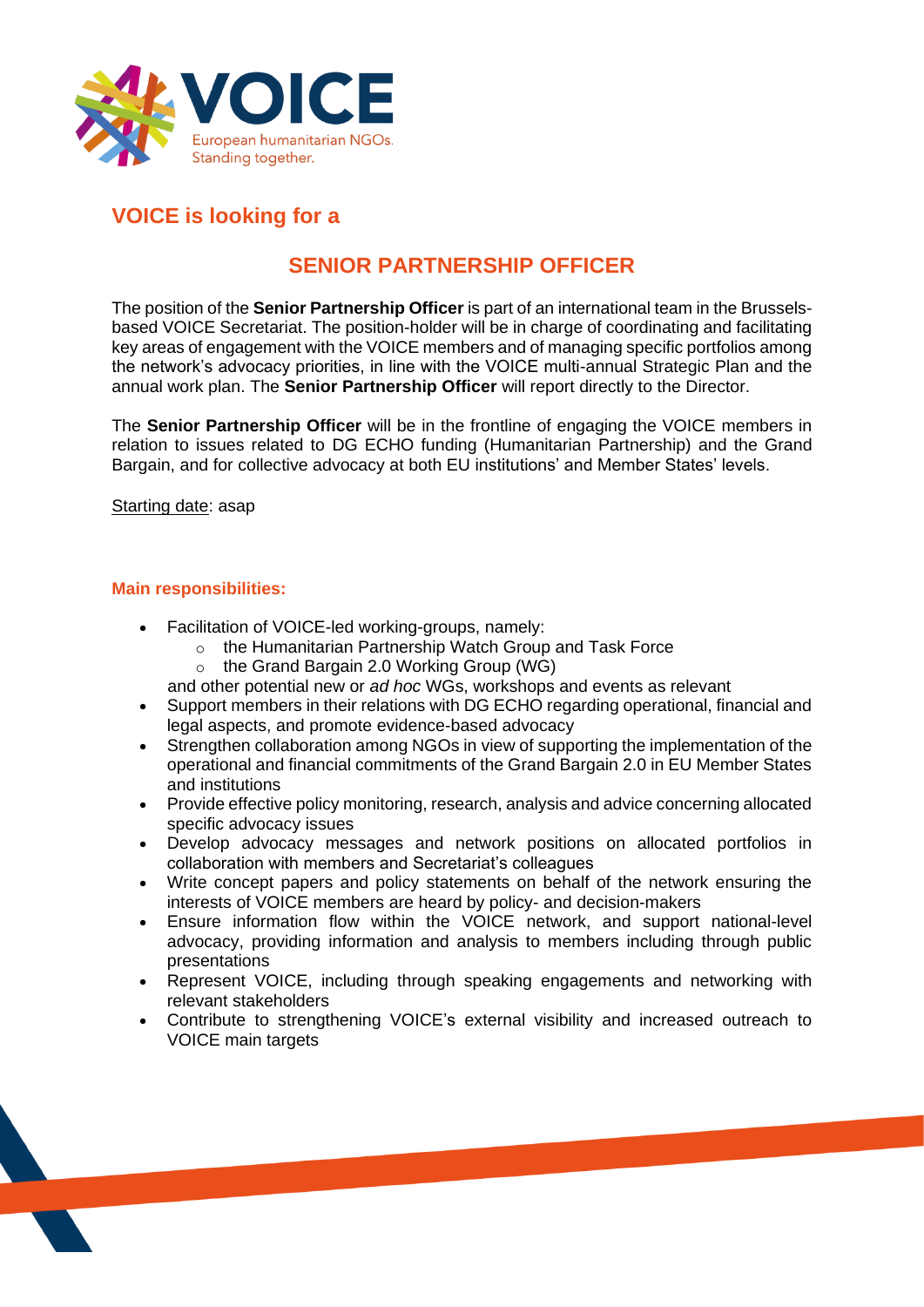VOICE

European humanitarian NGOs.
Standing together.

## VOICE is looking for a

# SENIOR PARTNERSHIP OFFICER

The position of the **Senior Partnership Officer** is part of an international team in the Brussels-based VOICE Secretariat. The position-holder will be in charge of coordinating and facilitating key areas of engagement with the VOICE members and of managing specific portfolios among the network's advocacy priorities, in line with the VOICE multi-annual Strategic Plan and the annual work plan. The **Senior Partnership Officer** will report directly to the Director.

The **Senior Partnership Officer** will be in the frontline of engaging the VOICE members in relation to issues related to DG ECHO funding (Humanitarian Partnership) and the Grand Bargain, and for collective advocacy at both EU institutions' and Member States' levels.

<u>Starting date</u>: asap

### Main responsibilities:

- Facilitation of VOICE-led working-groups, namely:
  - the Humanitarian Partnership Watch Group and Task Force
  - the Grand Bargain 2.0 Working Group (WG)

  and other potential new or *ad hoc* WGs, workshops and events as relevant
- Support members in their relations with DG ECHO regarding operational, financial and legal aspects, and promote evidence-based advocacy
- Strengthen collaboration among NGOs in view of supporting the implementation of the operational and financial commitments of the Grand Bargain 2.0 in EU Member States and institutions
- Provide effective policy monitoring, research, analysis and advice concerning allocated specific advocacy issues
- Develop advocacy messages and network positions on allocated portfolios in collaboration with members and Secretariat's colleagues
- Write concept papers and policy statements on behalf of the network ensuring the interests of VOICE members are heard by policy- and decision-makers
- Ensure information flow within the VOICE network, and support national-level advocacy, providing information and analysis to members including through public presentations
- Represent VOICE, including through speaking engagements and networking with relevant stakeholders
- Contribute to strengthening VOICE's external visibility and increased outreach to VOICE main targets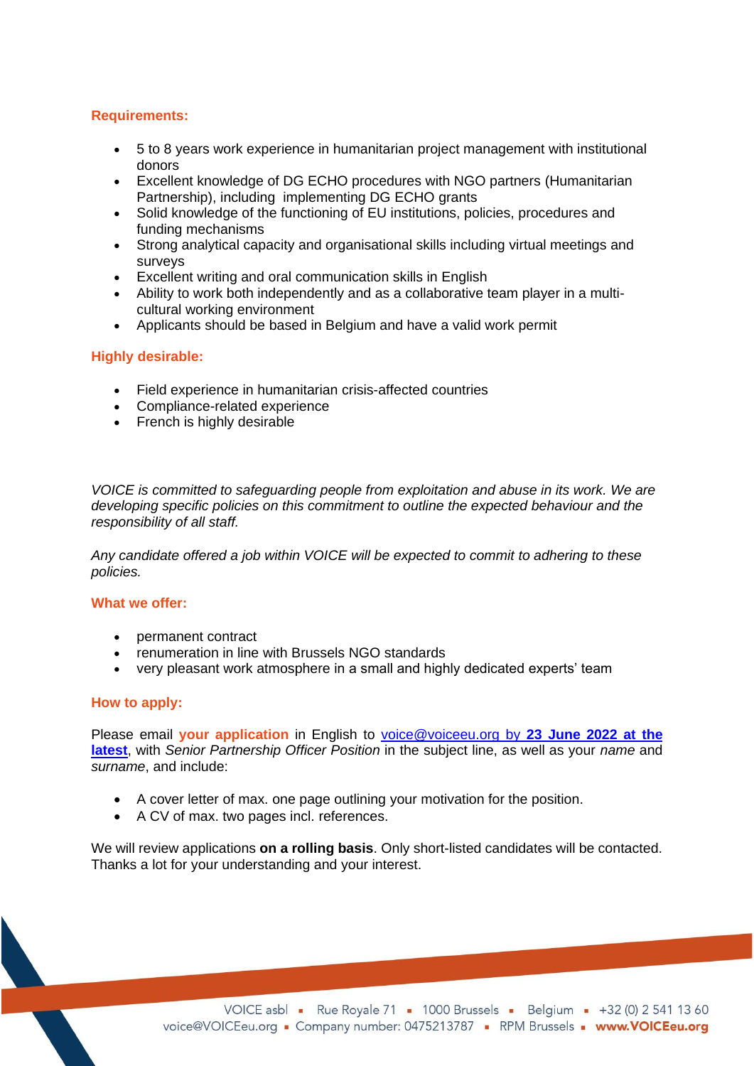### Requirements:

- 5 to 8 years work experience in humanitarian project management with institutional donors
- Excellent knowledge of DG ECHO procedures with NGO partners (Humanitarian Partnership), including implementing DG ECHO grants
- Solid knowledge of the functioning of EU institutions, policies, procedures and funding mechanisms
- Strong analytical capacity and organisational skills including virtual meetings and surveys
- Excellent writing and oral communication skills in English
- Ability to work both independently and as a collaborative team player in a multi-cultural working environment
- Applicants should be based in Belgium and have a valid work permit

### Highly desirable:

- Field experience in humanitarian crisis-affected countries
- Compliance-related experience
- French is highly desirable

*VOICE is committed to safeguarding people from exploitation and abuse in its work. We are developing specific policies on this commitment to outline the expected behaviour and the responsibility of all staff.*

*Any candidate offered a job within VOICE will be expected to commit to adhering to these policies.*

### What we offer:

- permanent contract
- renumeration in line with Brussels NGO standards
- very pleasant work atmosphere in a small and highly dedicated experts' team

### How to apply:

Please email **your application** in English to voice@voiceeu.org by **23 June 2022 at the latest**, with *Senior Partnership Officer Position* in the subject line, as well as your *name* and *surname*, and include:

- A cover letter of max. one page outlining your motivation for the position.
- A CV of max. two pages incl. references.

We will review applications **on a rolling basis**. Only short-listed candidates will be contacted. Thanks a lot for your understanding and your interest.

VOICE asbl ▪ Rue Royale 71 ▪ 1000 Brussels ▪ Belgium ▪ +32 (0) 2 541 13 60
voice@VOICEeu.org ▪ Company number: 0475213787 ▪ RPM Brussels ▪ **www.VOICEeu.org**